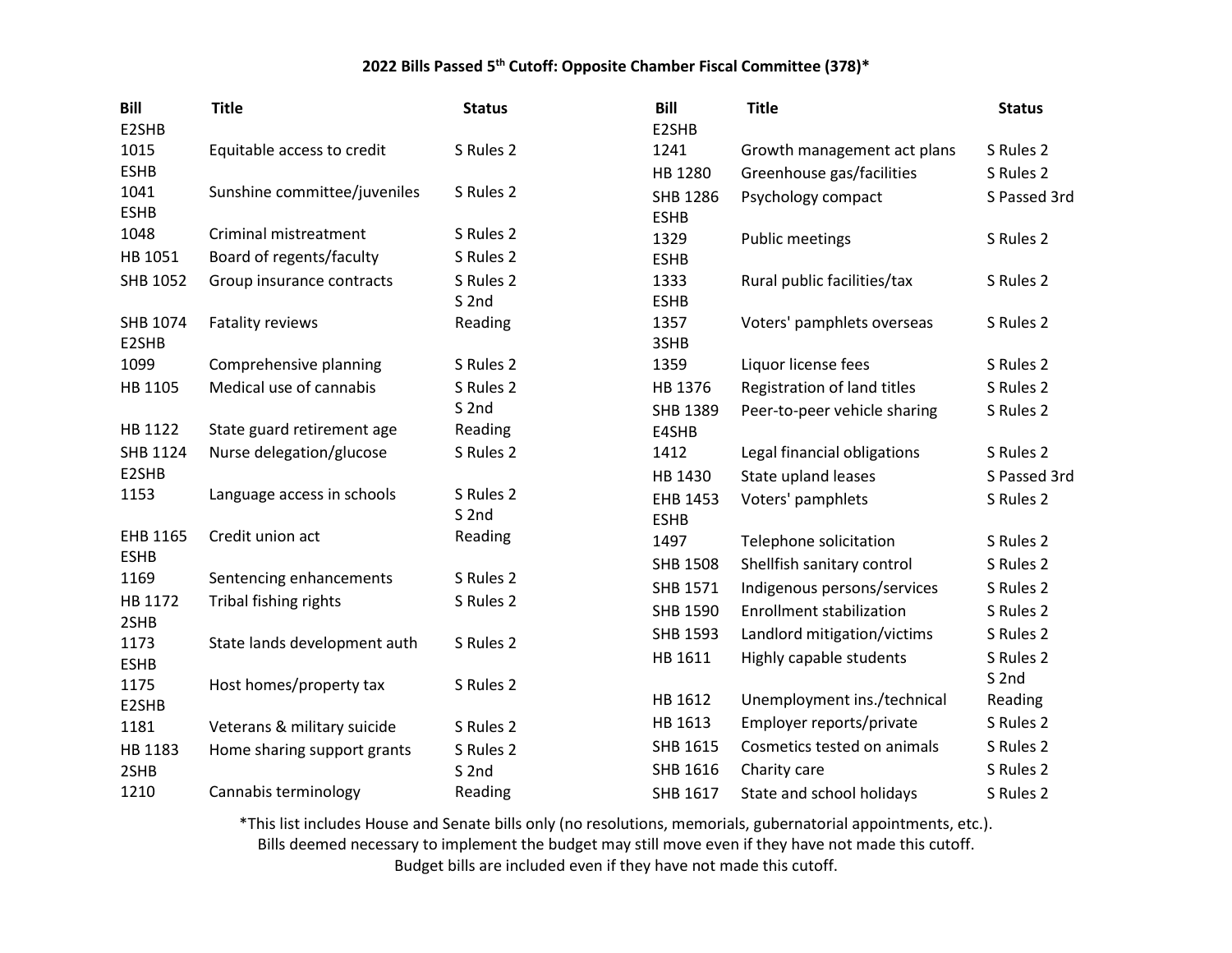## 2022 Bills Passed 5th Cutoff: Opposite Chamber Fiscal Committee (378)*

| Bill | Title | Status |
|---|---|---|
| E2SHB 1015 | Equitable access to credit | S Rules 2 |
| ESHB 1041 | Sunshine committee/juveniles | S Rules 2 |
| ESHB 1048 | Criminal mistreatment | S Rules 2 |
| HB 1051 | Board of regents/faculty | S Rules 2 |
| SHB 1052 | Group insurance contracts | S Rules 2 |
| SHB 1074 | Fatality reviews | S 2nd Reading |
| E2SHB 1099 | Comprehensive planning | S Rules 2 |
| HB 1105 | Medical use of cannabis | S Rules 2 |
| HB 1122 | State guard retirement age | S 2nd Reading |
| SHB 1124 | Nurse delegation/glucose | S Rules 2 |
| E2SHB 1153 | Language access in schools | S Rules 2 |
| EHB 1165 | Credit union act | S 2nd Reading |
| ESHB 1169 | Sentencing enhancements | S Rules 2 |
| HB 1172 | Tribal fishing rights | S Rules 2 |
| 2SHB 1173 | State lands development auth | S Rules 2 |
| ESHB 1175 | Host homes/property tax | S Rules 2 |
| E2SHB 1181 | Veterans & military suicide | S Rules 2 |
| HB 1183 | Home sharing support grants | S Rules 2 |
| 2SHB 1210 | Cannabis terminology | S 2nd Reading |
| E2SHB 1241 | Growth management act plans | S Rules 2 |
| HB 1280 | Greenhouse gas/facilities | S Rules 2 |
| SHB 1286 | Psychology compact | S Passed 3rd |
| ESHB 1329 | Public meetings | S Rules 2 |
| ESHB 1333 | Rural public facilities/tax | S Rules 2 |
| ESHB 1357 | Voters' pamphlets overseas | S Rules 2 |
| 3SHB 1359 | Liquor license fees | S Rules 2 |
| HB 1376 | Registration of land titles | S Rules 2 |
| SHB 1389 | Peer-to-peer vehicle sharing | S Rules 2 |
| E4SHB 1412 | Legal financial obligations | S Rules 2 |
| HB 1430 | State upland leases | S Passed 3rd |
| EHB 1453 | Voters' pamphlets | S Rules 2 |
| ESHB 1497 | Telephone solicitation | S Rules 2 |
| SHB 1508 | Shellfish sanitary control | S Rules 2 |
| SHB 1571 | Indigenous persons/services | S Rules 2 |
| SHB 1590 | Enrollment stabilization | S Rules 2 |
| SHB 1593 | Landlord mitigation/victims | S Rules 2 |
| HB 1611 | Highly capable students | S Rules 2 |
| HB 1612 | Unemployment ins./technical | S 2nd Reading |
| HB 1613 | Employer reports/private | S Rules 2 |
| SHB 1615 | Cosmetics tested on animals | S Rules 2 |
| SHB 1616 | Charity care | S Rules 2 |
| SHB 1617 | State and school holidays | S Rules 2 |

*This list includes House and Senate bills only (no resolutions, memorials, gubernatorial appointments, etc.).
Bills deemed necessary to implement the budget may still move even if they have not made this cutoff.
Budget bills are included even if they have not made this cutoff.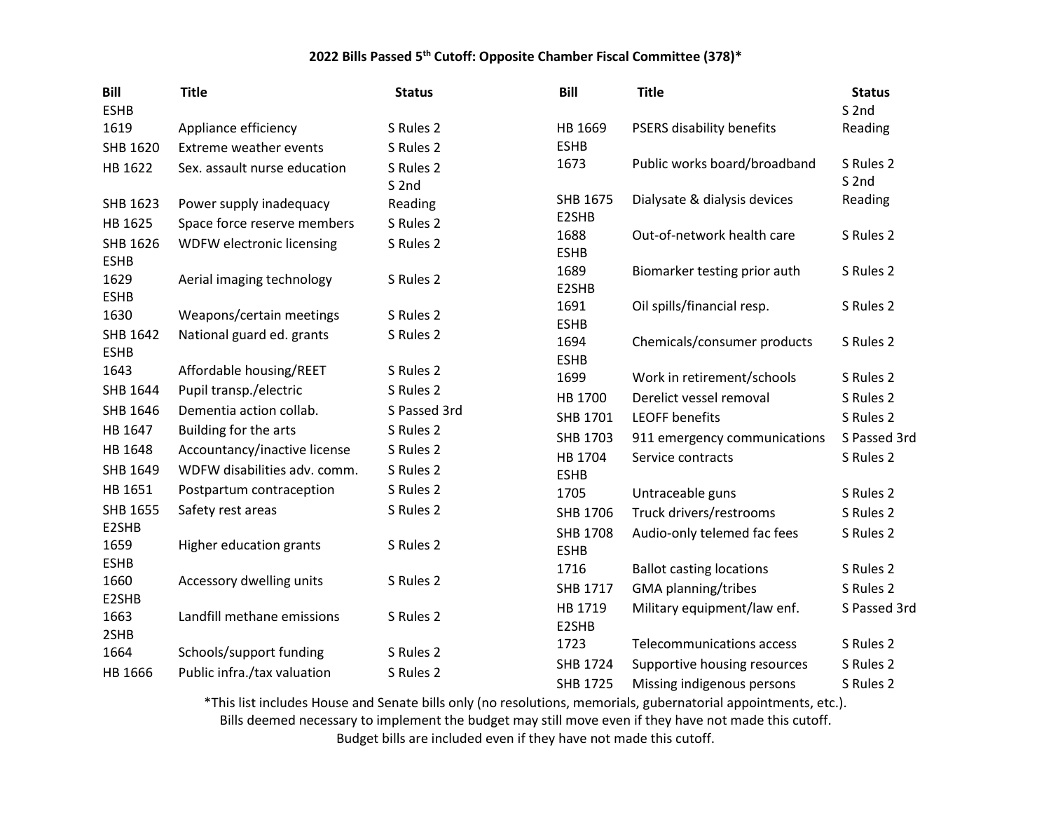**2022 Bills Passed 5th Cutoff: Opposite Chamber Fiscal Committee (378)***

| Bill | Title | Status |
|---|---|---|
| ESHB 1619 | Appliance efficiency | S Rules 2 |
| SHB 1620 | Extreme weather events | S Rules 2 |
| HB 1622 | Sex. assault nurse education | S Rules 2 |
| SHB 1623 | Power supply inadequacy | S 2nd Reading |
| HB 1625 | Space force reserve members | S Rules 2 |
| SHB 1626 | WDFW electronic licensing | S Rules 2 |
| ESHB 1629 | Aerial imaging technology | S Rules 2 |
| ESHB 1630 | Weapons/certain meetings | S Rules 2 |
| SHB 1642 | National guard ed. grants | S Rules 2 |
| ESHB 1643 | Affordable housing/REET | S Rules 2 |
| SHB 1644 | Pupil transp./electric | S Rules 2 |
| SHB 1646 | Dementia action collab. | S Passed 3rd |
| HB 1647 | Building for the arts | S Rules 2 |
| HB 1648 | Accountancy/inactive license | S Rules 2 |
| SHB 1649 | WDFW disabilities adv. comm. | S Rules 2 |
| HB 1651 | Postpartum contraception | S Rules 2 |
| SHB 1655 | Safety rest areas | S Rules 2 |
| E2SHB 1659 | Higher education grants | S Rules 2 |
| ESHB 1660 | Accessory dwelling units | S Rules 2 |
| E2SHB 1663 | Landfill methane emissions | S Rules 2 |
| 2SHB 1664 | Schools/support funding | S Rules 2 |
| HB 1666 | Public infra./tax valuation | S Rules 2 |
| HB 1669 | PSERS disability benefits | S 2nd Reading |
| ESHB 1673 | Public works board/broadband | S Rules 2 |
| SHB 1675 | Dialysate & dialysis devices | S 2nd Reading |
| E2SHB 1688 | Out-of-network health care | S Rules 2 |
| ESHB 1689 | Biomarker testing prior auth | S Rules 2 |
| E2SHB 1691 | Oil spills/financial resp. | S Rules 2 |
| ESHB 1694 | Chemicals/consumer products | S Rules 2 |
| ESHB 1699 | Work in retirement/schools | S Rules 2 |
| HB 1700 | Derelict vessel removal | S Rules 2 |
| SHB 1701 | LEOFF benefits | S Rules 2 |
| SHB 1703 | 911 emergency communications | S Passed 3rd |
| HB 1704 | Service contracts | S Rules 2 |
| ESHB 1705 | Untraceable guns | S Rules 2 |
| SHB 1706 | Truck drivers/restrooms | S Rules 2 |
| SHB 1708 | Audio-only telemed fac fees | S Rules 2 |
| ESHB 1716 | Ballot casting locations | S Rules 2 |
| SHB 1717 | GMA planning/tribes | S Rules 2 |
| HB 1719 | Military equipment/law enf. | S Passed 3rd |
| E2SHB 1723 | Telecommunications access | S Rules 2 |
| SHB 1724 | Supportive housing resources | S Rules 2 |
| SHB 1725 | Missing indigenous persons | S Rules 2 |

*This list includes House and Senate bills only (no resolutions, memorials, gubernatorial appointments, etc.).
Bills deemed necessary to implement the budget may still move even if they have not made this cutoff.
Budget bills are included even if they have not made this cutoff.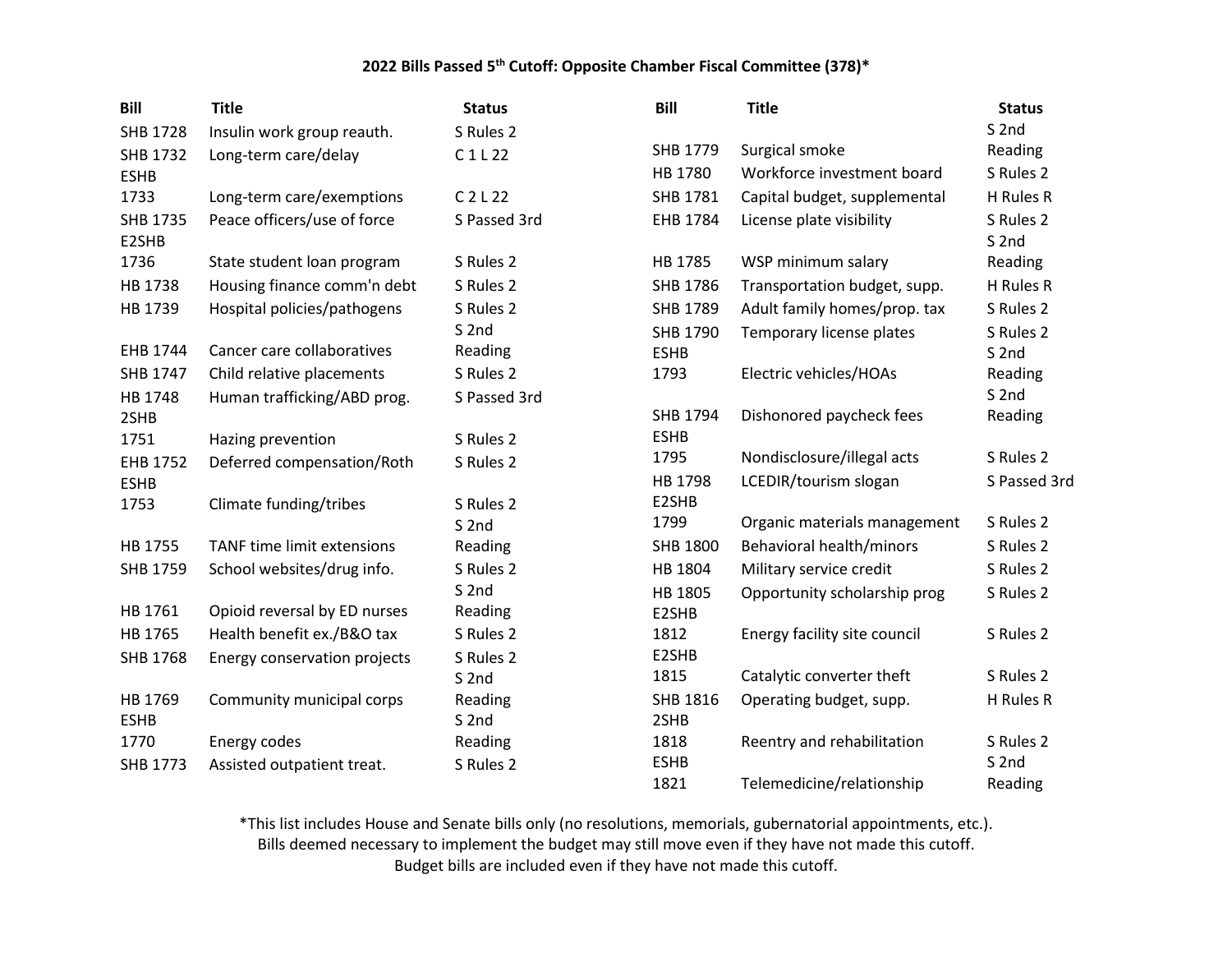### 2022 Bills Passed 5th Cutoff: Opposite Chamber Fiscal Committee (378)*

| Bill | Title | Status |
|---|---|---|
| SHB 1728 | Insulin work group reauth. | S Rules 2 |
| SHB 1732 | Long-term care/delay | C 1 L 22 |
| ESHB 1733 | Long-term care/exemptions | C 2 L 22 |
| SHB 1735 | Peace officers/use of force | S Passed 3rd |
| E2SHB 1736 | State student loan program | S Rules 2 |
| HB 1738 | Housing finance comm'n debt | S Rules 2 |
| HB 1739 | Hospital policies/pathogens | S Rules 2 |
| EHB 1744 | Cancer care collaboratives | S 2nd Reading |
| SHB 1747 | Child relative placements | S Rules 2 |
| HB 1748 | Human trafficking/ABD prog. | S Passed 3rd |
| 2SHB 1751 | Hazing prevention | S Rules 2 |
| EHB 1752 | Deferred compensation/Roth | S Rules 2 |
| ESHB 1753 | Climate funding/tribes | S Rules 2 |
| HB 1755 | TANF time limit extensions | S 2nd Reading |
| SHB 1759 | School websites/drug info. | S Rules 2 |
| HB 1761 | Opioid reversal by ED nurses | S 2nd Reading |
| HB 1765 | Health benefit ex./B&O tax | S Rules 2 |
| SHB 1768 | Energy conservation projects | S Rules 2 |
| HB 1769 | Community municipal corps | S 2nd Reading |
| ESHB 1770 | Energy codes | S 2nd Reading |
| SHB 1773 | Assisted outpatient treat. | S Rules 2 |
| SHB 1779 | Surgical smoke | S 2nd Reading |
| HB 1780 | Workforce investment board | S Rules 2 |
| SHB 1781 | Capital budget, supplemental | H Rules R |
| EHB 1784 | License plate visibility | S Rules 2 |
| HB 1785 | WSP minimum salary | S 2nd Reading |
| SHB 1786 | Transportation budget, supp. | H Rules R |
| SHB 1789 | Adult family homes/prop. tax | S Rules 2 |
| SHB 1790 | Temporary license plates | S Rules 2 |
| ESHB 1793 | Electric vehicles/HOAs | S 2nd Reading |
| SHB 1794 | Dishonored paycheck fees | S 2nd Reading |
| ESHB 1795 | Nondisclosure/illegal acts | S Rules 2 |
| HB 1798 | LCEDIR/tourism slogan | S Passed 3rd |
| E2SHB 1799 | Organic materials management | S Rules 2 |
| SHB 1800 | Behavioral health/minors | S Rules 2 |
| HB 1804 | Military service credit | S Rules 2 |
| HB 1805 | Opportunity scholarship prog | S Rules 2 |
| E2SHB 1812 | Energy facility site council | S Rules 2 |
| E2SHB 1815 | Catalytic converter theft | S Rules 2 |
| SHB 1816 | Operating budget, supp. | H Rules R |
| 2SHB 1818 | Reentry and rehabilitation | S Rules 2 |
| ESHB 1821 | Telemedicine/relationship | S 2nd Reading |

*This list includes House and Senate bills only (no resolutions, memorials, gubernatorial appointments, etc.).
Bills deemed necessary to implement the budget may still move even if they have not made this cutoff.
Budget bills are included even if they have not made this cutoff.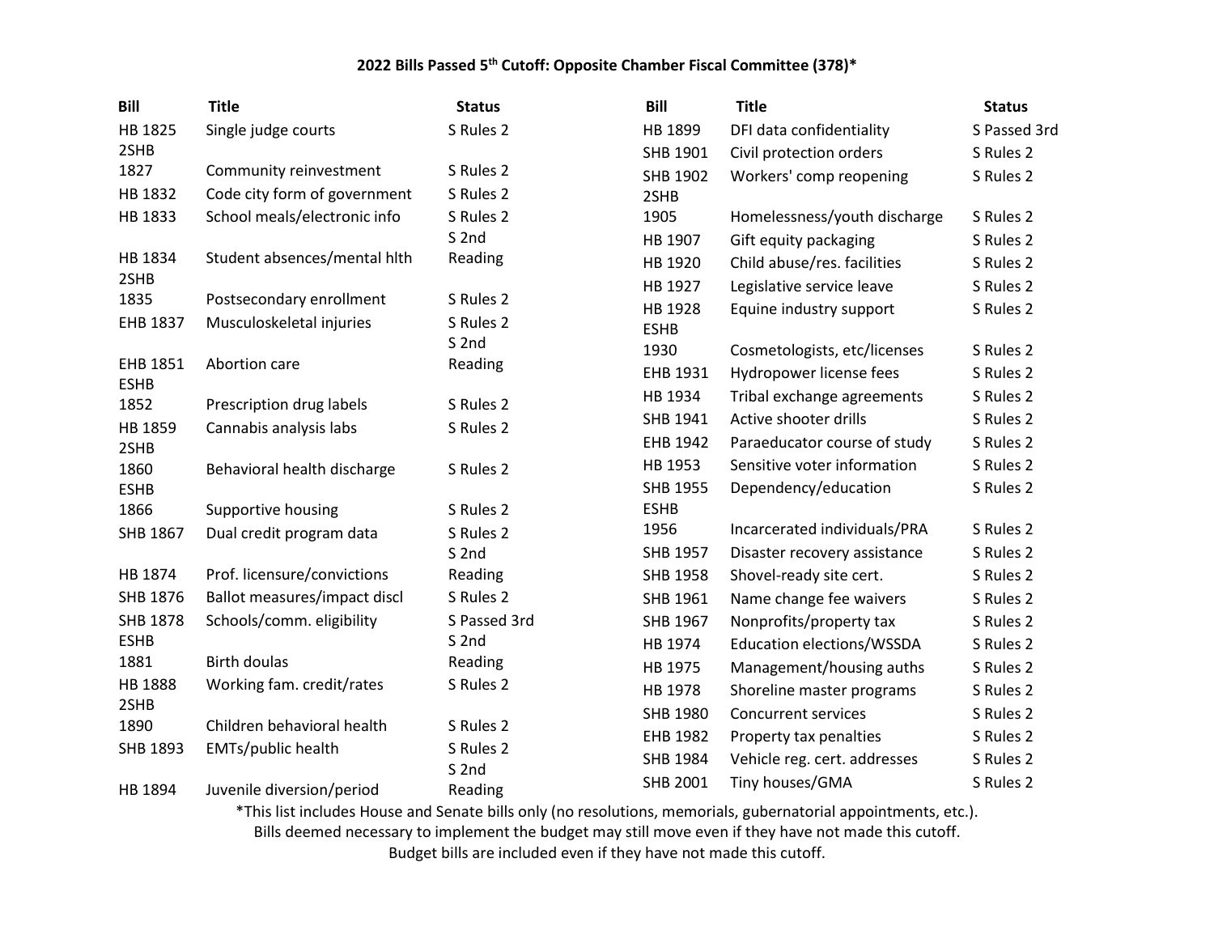## 2022 Bills Passed 5th Cutoff: Opposite Chamber Fiscal Committee (378)*

| Bill | Title | Status |
|---|---|---|
| HB 1825 | Single judge courts | S Rules 2 |
| 2SHB 1827 | Community reinvestment | S Rules 2 |
| HB 1832 | Code city form of government | S Rules 2 |
| HB 1833 | School meals/electronic info | S Rules 2 |
| HB 1834 | Student absences/mental hlth | S 2nd Reading |
| 2SHB 1835 | Postsecondary enrollment | S Rules 2 |
| EHB 1837 | Musculoskeletal injuries | S Rules 2 |
| EHB 1851 | Abortion care | S 2nd Reading |
| ESHB 1852 | Prescription drug labels | S Rules 2 |
| HB 1859 | Cannabis analysis labs | S Rules 2 |
| 2SHB 1860 | Behavioral health discharge | S Rules 2 |
| ESHB 1866 | Supportive housing | S Rules 2 |
| SHB 1867 | Dual credit program data | S Rules 2 |
| HB 1874 | Prof. licensure/convictions | S 2nd Reading |
| SHB 1876 | Ballot measures/impact discl | S Rules 2 |
| SHB 1878 | Schools/comm. eligibility | S Passed 3rd |
| ESHB 1881 | Birth doulas | S 2nd Reading |
| HB 1888 | Working fam. credit/rates | S Rules 2 |
| 2SHB 1890 | Children behavioral health | S Rules 2 |
| SHB 1893 | EMTs/public health | S Rules 2 |
| HB 1894 | Juvenile diversion/period | S 2nd Reading |
| HB 1899 | DFI data confidentiality | S Passed 3rd |
| SHB 1901 | Civil protection orders | S Rules 2 |
| SHB 1902 | Workers' comp reopening | S Rules 2 |
| 2SHB 1905 | Homelessness/youth discharge | S Rules 2 |
| HB 1907 | Gift equity packaging | S Rules 2 |
| HB 1920 | Child abuse/res. facilities | S Rules 2 |
| HB 1927 | Legislative service leave | S Rules 2 |
| HB 1928 | Equine industry support | S Rules 2 |
| ESHB 1930 | Cosmetologists, etc/licenses | S Rules 2 |
| EHB 1931 | Hydropower license fees | S Rules 2 |
| HB 1934 | Tribal exchange agreements | S Rules 2 |
| SHB 1941 | Active shooter drills | S Rules 2 |
| EHB 1942 | Paraeducator course of study | S Rules 2 |
| HB 1953 | Sensitive voter information | S Rules 2 |
| SHB 1955 | Dependency/education | S Rules 2 |
| ESHB 1956 | Incarcerated individuals/PRA | S Rules 2 |
| SHB 1957 | Disaster recovery assistance | S Rules 2 |
| SHB 1958 | Shovel-ready site cert. | S Rules 2 |
| SHB 1961 | Name change fee waivers | S Rules 2 |
| SHB 1967 | Nonprofits/property tax | S Rules 2 |
| HB 1974 | Education elections/WSSDA | S Rules 2 |
| HB 1975 | Management/housing auths | S Rules 2 |
| HB 1978 | Shoreline master programs | S Rules 2 |
| SHB 1980 | Concurrent services | S Rules 2 |
| EHB 1982 | Property tax penalties | S Rules 2 |
| SHB 1984 | Vehicle reg. cert. addresses | S Rules 2 |
| SHB 2001 | Tiny houses/GMA | S Rules 2 |

*This list includes House and Senate bills only (no resolutions, memorials, gubernatorial appointments, etc.).
Bills deemed necessary to implement the budget may still move even if they have not made this cutoff.
Budget bills are included even if they have not made this cutoff.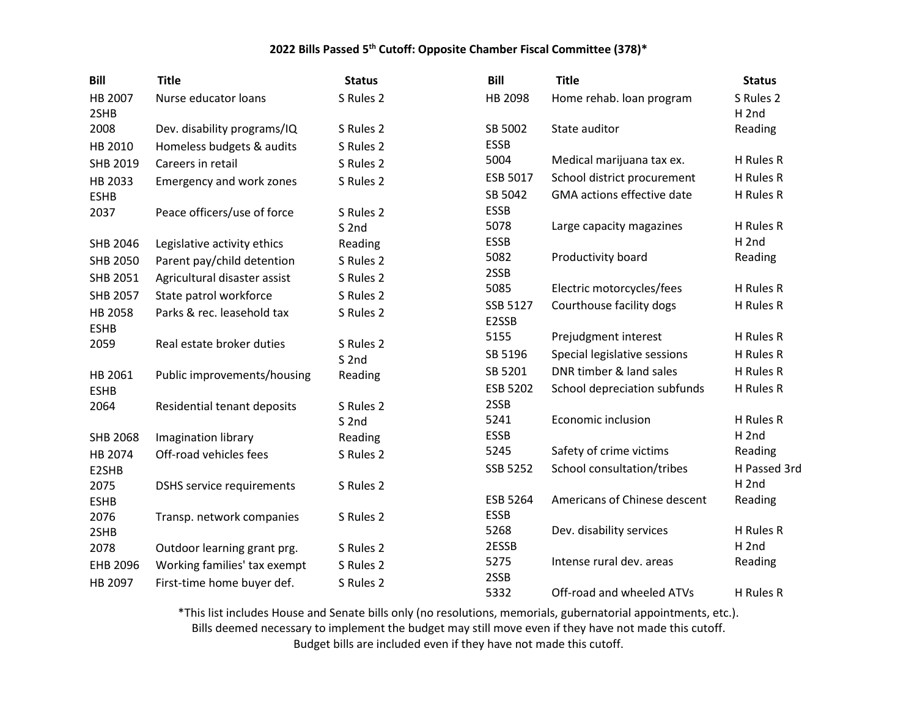# 2022 Bills Passed 5th Cutoff: Opposite Chamber Fiscal Committee (378)*

| Bill | Title | Status |
|---|---|---|
| HB 2007 | Nurse educator loans | S Rules 2 |
| 2SHB 2008 | Dev. disability programs/IQ | S Rules 2 |
| HB 2010 | Homeless budgets & audits | S Rules 2 |
| SHB 2019 | Careers in retail | S Rules 2 |
| HB 2033 | Emergency and work zones | S Rules 2 |
| ESHB 2037 | Peace officers/use of force | S Rules 2 |
| SHB 2046 | Legislative activity ethics | S 2nd Reading |
| SHB 2050 | Parent pay/child detention | S Rules 2 |
| SHB 2051 | Agricultural disaster assist | S Rules 2 |
| SHB 2057 | State patrol workforce | S Rules 2 |
| HB 2058 | Parks & rec. leasehold tax | S Rules 2 |
| ESHB 2059 | Real estate broker duties | S Rules 2 |
| HB 2061 | Public improvements/housing | S 2nd Reading |
| ESHB 2064 | Residential tenant deposits | S Rules 2 |
| SHB 2068 | Imagination library | S 2nd Reading |
| HB 2074 | Off-road vehicles fees | S Rules 2 |
| E2SHB 2075 | DSHS service requirements | S Rules 2 |
| ESHB 2076 | Transp. network companies | S Rules 2 |
| 2SHB 2078 | Outdoor learning grant prg. | S Rules 2 |
| EHB 2096 | Working families' tax exempt | S Rules 2 |
| HB 2097 | First-time home buyer def. | S Rules 2 |
| HB 2098 | Home rehab. loan program | S Rules 2 |
| SB 5002 | State auditor | H 2nd Reading |
| ESSB 5004 | Medical marijuana tax ex. | H Rules R |
| ESB 5017 | School district procurement | H Rules R |
| SB 5042 | GMA actions effective date | H Rules R |
| ESSB 5078 | Large capacity magazines | H Rules R |
| ESSB 5082 | Productivity board | H 2nd Reading |
| 2SSB 5085 | Electric motorcycles/fees | H Rules R |
| SSB 5127 | Courthouse facility dogs | H Rules R |
| E2SSB 5155 | Prejudgment interest | H Rules R |
| SB 5196 | Special legislative sessions | H Rules R |
| SB 5201 | DNR timber & land sales | H Rules R |
| ESB 5202 | School depreciation subfunds | H Rules R |
| 2SSB 5241 | Economic inclusion | H Rules R |
| ESSB 5245 | Safety of crime victims | H 2nd Reading |
| SSB 5252 | School consultation/tribes | H Passed 3rd |
| ESB 5264 | Americans of Chinese descent | H 2nd Reading |
| ESSB 5268 | Dev. disability services | H Rules R |
| 2ESSB 5275 | Intense rural dev. areas | H 2nd Reading |
| 2SSB 5332 | Off-road and wheeled ATVs | H Rules R |

*This list includes House and Senate bills only (no resolutions, memorials, gubernatorial appointments, etc.).
Bills deemed necessary to implement the budget may still move even if they have not made this cutoff.
Budget bills are included even if they have not made this cutoff.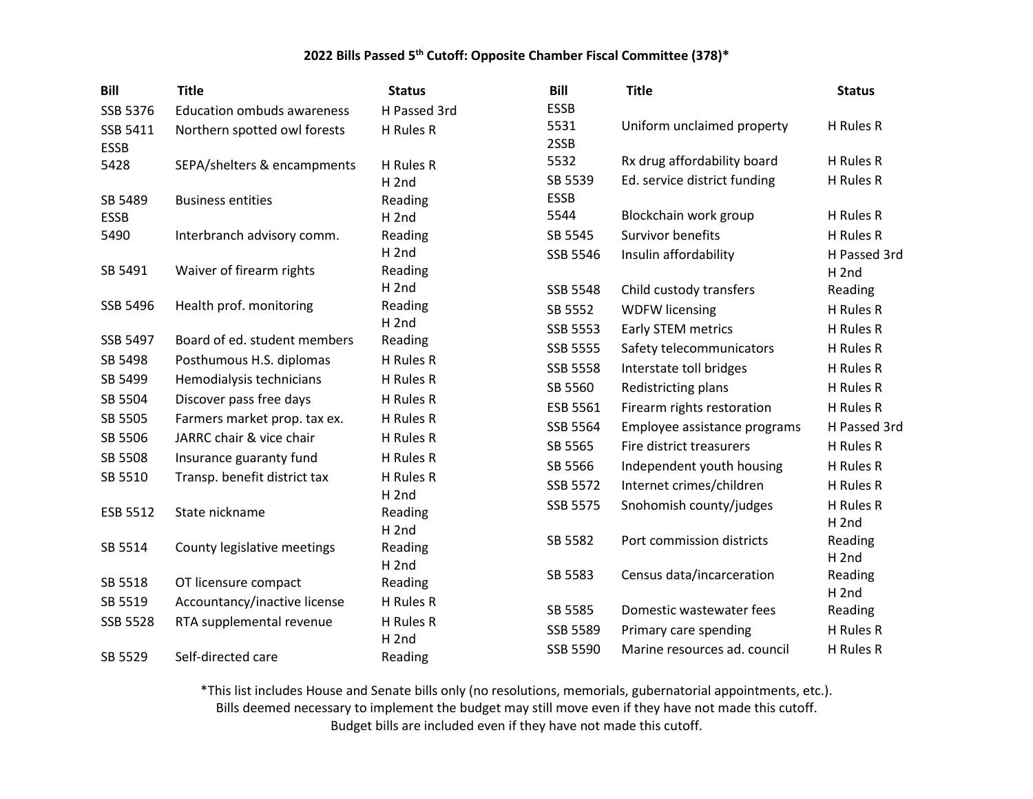### 2022 Bills Passed 5th Cutoff: Opposite Chamber Fiscal Committee (378)*

| Bill | Title | Status |
|---|---|---|
| SSB 5376 | Education ombuds awareness | H Passed 3rd |
| SSB 5411 | Northern spotted owl forests | H Rules R |
| ESSB 5428 | SEPA/shelters & encampments | H Rules R |
| SB 5489 | Business entities | H 2nd Reading |
| ESSB 5490 | Interbranch advisory comm. | H 2nd Reading |
| SB 5491 | Waiver of firearm rights | H 2nd Reading |
| SSB 5496 | Health prof. monitoring | H 2nd Reading |
| SSB 5497 | Board of ed. student members | H 2nd Reading |
| SB 5498 | Posthumous H.S. diplomas | H Rules R |
| SB 5499 | Hemodialysis technicians | H Rules R |
| SB 5504 | Discover pass free days | H Rules R |
| SB 5505 | Farmers market prop. tax ex. | H Rules R |
| SB 5506 | JARRC chair & vice chair | H Rules R |
| SB 5508 | Insurance guaranty fund | H Rules R |
| SB 5510 | Transp. benefit district tax | H Rules R |
| ESB 5512 | State nickname | H 2nd Reading |
| SB 5514 | County legislative meetings | H 2nd Reading |
| SB 5518 | OT licensure compact | H 2nd Reading |
| SB 5519 | Accountancy/inactive license | H Rules R |
| SSB 5528 | RTA supplemental revenue | H Rules R |
| SB 5529 | Self-directed care | H 2nd Reading |
| ESSB 5531 | Uniform unclaimed property | H Rules R |
| 2SSB 5532 | Rx drug affordability board | H Rules R |
| SB 5539 | Ed. service district funding | H Rules R |
| ESSB 5544 | Blockchain work group | H Rules R |
| SB 5545 | Survivor benefits | H Rules R |
| SSB 5546 | Insulin affordability | H Passed 3rd |
| SSB 5548 | Child custody transfers | H 2nd Reading |
| SB 5552 | WDFW licensing | H Rules R |
| SSB 5553 | Early STEM metrics | H Rules R |
| SSB 5555 | Safety telecommunicators | H Rules R |
| SSB 5558 | Interstate toll bridges | H Rules R |
| SB 5560 | Redistricting plans | H Rules R |
| ESB 5561 | Firearm rights restoration | H Rules R |
| SSB 5564 | Employee assistance programs | H Passed 3rd |
| SB 5565 | Fire district treasurers | H Rules R |
| SB 5566 | Independent youth housing | H Rules R |
| SSB 5572 | Internet crimes/children | H Rules R |
| SSB 5575 | Snohomish county/judges | H Rules R |
| SB 5582 | Port commission districts | H 2nd Reading |
| SB 5583 | Census data/incarceration | H 2nd Reading |
| SB 5585 | Domestic wastewater fees | H 2nd Reading |
| SSB 5589 | Primary care spending | H Rules R |
| SSB 5590 | Marine resources ad. council | H Rules R |

*This list includes House and Senate bills only (no resolutions, memorials, gubernatorial appointments, etc.).
Bills deemed necessary to implement the budget may still move even if they have not made this cutoff.
Budget bills are included even if they have not made this cutoff.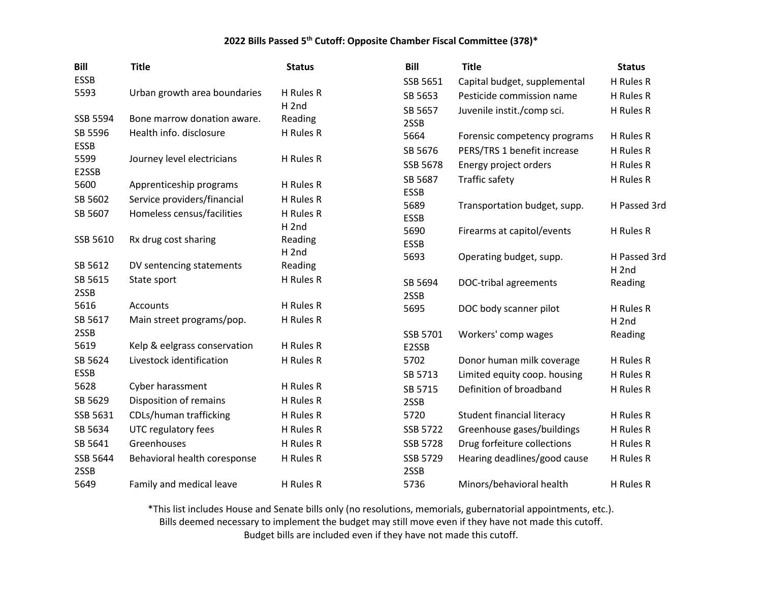### 2022 Bills Passed 5th Cutoff: Opposite Chamber Fiscal Committee (378)*

| Bill | Title | Status |
|---|---|---|
| ESSB 5593 | Urban growth area boundaries | H Rules R |
| SSB 5594 | Bone marrow donation aware. | H 2nd Reading |
| SB 5596 | Health info. disclosure | H Rules R |
| ESSB 5599 | Journey level electricians | H Rules R |
| E2SSB 5600 | Apprenticeship programs | H Rules R |
| SB 5602 | Service providers/financial | H Rules R |
| SB 5607 | Homeless census/facilities | H Rules R |
| SSB 5610 | Rx drug cost sharing | H 2nd Reading |
| SB 5612 | DV sentencing statements | H 2nd Reading |
| SB 5615 | State sport | H Rules R |
| 2SSB 5616 | Accounts | H Rules R |
| SB 5617 | Main street programs/pop. | H Rules R |
| 2SSB 5619 | Kelp & eelgrass conservation | H Rules R |
| SB 5624 | Livestock identification | H Rules R |
| ESSB 5628 | Cyber harassment | H Rules R |
| SB 5629 | Disposition of remains | H Rules R |
| SSB 5631 | CDLs/human trafficking | H Rules R |
| SB 5634 | UTC regulatory fees | H Rules R |
| SB 5641 | Greenhouses | H Rules R |
| SSB 5644 | Behavioral health coresponse | H Rules R |
| 2SSB 5649 | Family and medical leave | H Rules R |
| SSB 5651 | Capital budget, supplemental | H Rules R |
| SB 5653 | Pesticide commission name | H Rules R |
| SB 5657 | Juvenile instit./comp sci. | H Rules R |
| 2SSB 5664 | Forensic competency programs | H Rules R |
| SB 5676 | PERS/TRS 1 benefit increase | H Rules R |
| SSB 5678 | Energy project orders | H Rules R |
| SB 5687 | Traffic safety | H Rules R |
| ESSB 5689 | Transportation budget, supp. | H Passed 3rd |
| ESSB 5690 | Firearms at capitol/events | H Rules R |
| ESSB 5693 | Operating budget, supp. | H Passed 3rd |
| SB 5694 | DOC-tribal agreements | H 2nd Reading |
| 2SSB 5695 | DOC body scanner pilot | H Rules R |
| SSB 5701 | Workers' comp wages | H 2nd Reading |
| E2SSB 5702 | Donor human milk coverage | H Rules R |
| SB 5713 | Limited equity coop. housing | H Rules R |
| SB 5715 | Definition of broadband | H Rules R |
| 2SSB 5720 | Student financial literacy | H Rules R |
| SSB 5722 | Greenhouse gases/buildings | H Rules R |
| SSB 5728 | Drug forfeiture collections | H Rules R |
| SSB 5729 | Hearing deadlines/good cause | H Rules R |
| 2SSB 5736 | Minors/behavioral health | H Rules R |

*This list includes House and Senate bills only (no resolutions, memorials, gubernatorial appointments, etc.).
Bills deemed necessary to implement the budget may still move even if they have not made this cutoff.
Budget bills are included even if they have not made this cutoff.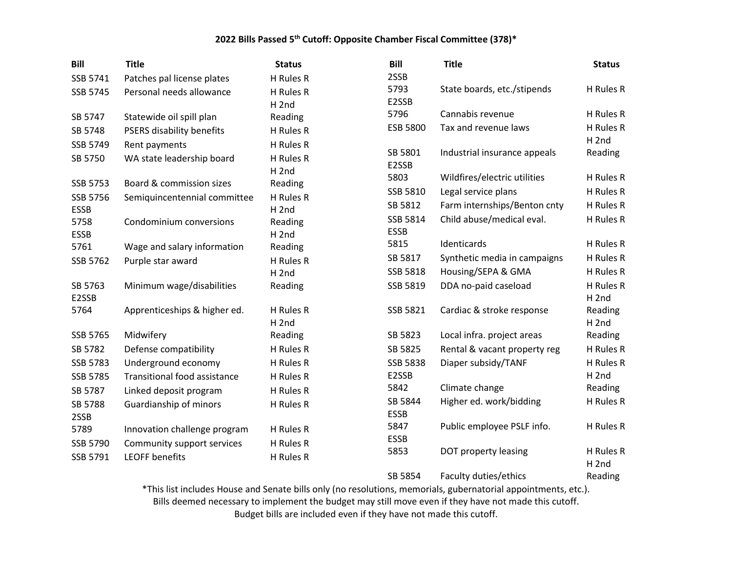**2022 Bills Passed 5th Cutoff: Opposite Chamber Fiscal Committee (378)***

| Bill | Title | Status |
|---|---|---|
| SSB 5741 | Patches pal license plates | H Rules R |
| SSB 5745 | Personal needs allowance | H Rules R |
| SB 5747 | Statewide oil spill plan | H 2nd Reading |
| SB 5748 | PSERS disability benefits | H Rules R |
| SSB 5749 | Rent payments | H Rules R |
| SB 5750 | WA state leadership board | H Rules R |
| SSB 5753 | Board & commission sizes | H 2nd Reading |
| SSB 5756 | Semiquincentennial committee | H Rules R |
| ESSB 5758 | Condominium conversions | H 2nd Reading |
| ESSB 5761 | Wage and salary information | H 2nd Reading |
| SSB 5762 | Purple star award | H Rules R |
| SB 5763 | Minimum wage/disabilities | H 2nd Reading |
| E2SSB 5764 | Apprenticeships & higher ed. | H Rules R |
| SSB 5765 | Midwifery | H 2nd Reading |
| SB 5782 | Defense compatibility | H Rules R |
| SSB 5783 | Underground economy | H Rules R |
| SSB 5785 | Transitional food assistance | H Rules R |
| SB 5787 | Linked deposit program | H Rules R |
| SB 5788 | Guardianship of minors | H Rules R |
| 2SSB 5789 | Innovation challenge program | H Rules R |
| SSB 5790 | Community support services | H Rules R |
| SSB 5791 | LEOFF benefits | H Rules R |
| 2SSB 5793 | State boards, etc./stipends | H Rules R |
| E2SSB 5796 | Cannabis revenue | H Rules R |
| ESB 5800 | Tax and revenue laws | H Rules R |
| SB 5801 | Industrial insurance appeals | H 2nd Reading |
| E2SSB 5803 | Wildfires/electric utilities | H Rules R |
| SSB 5810 | Legal service plans | H Rules R |
| SB 5812 | Farm internships/Benton cnty | H Rules R |
| SSB 5814 | Child abuse/medical eval. | H Rules R |
| ESSB 5815 | Identicards | H Rules R |
| SB 5817 | Synthetic media in campaigns | H Rules R |
| SSB 5818 | Housing/SEPA & GMA | H Rules R |
| SSB 5819 | DDA no-paid caseload | H Rules R |
| SSB 5821 | Cardiac & stroke response | H 2nd Reading |
| SB 5823 | Local infra. project areas | H 2nd Reading |
| SB 5825 | Rental & vacant property reg | H Rules R |
| SSB 5838 | Diaper subsidy/TANF | H Rules R |
| E2SSB 5842 | Climate change | H 2nd Reading |
| SB 5844 | Higher ed. work/bidding | H Rules R |
| ESSB 5847 | Public employee PSLF info. | H Rules R |
| ESSB 5853 | DOT property leasing | H Rules R |
| SB 5854 | Faculty duties/ethics | H 2nd Reading |

*This list includes House and Senate bills only (no resolutions, memorials, gubernatorial appointments, etc.).
Bills deemed necessary to implement the budget may still move even if they have not made this cutoff.
Budget bills are included even if they have not made this cutoff.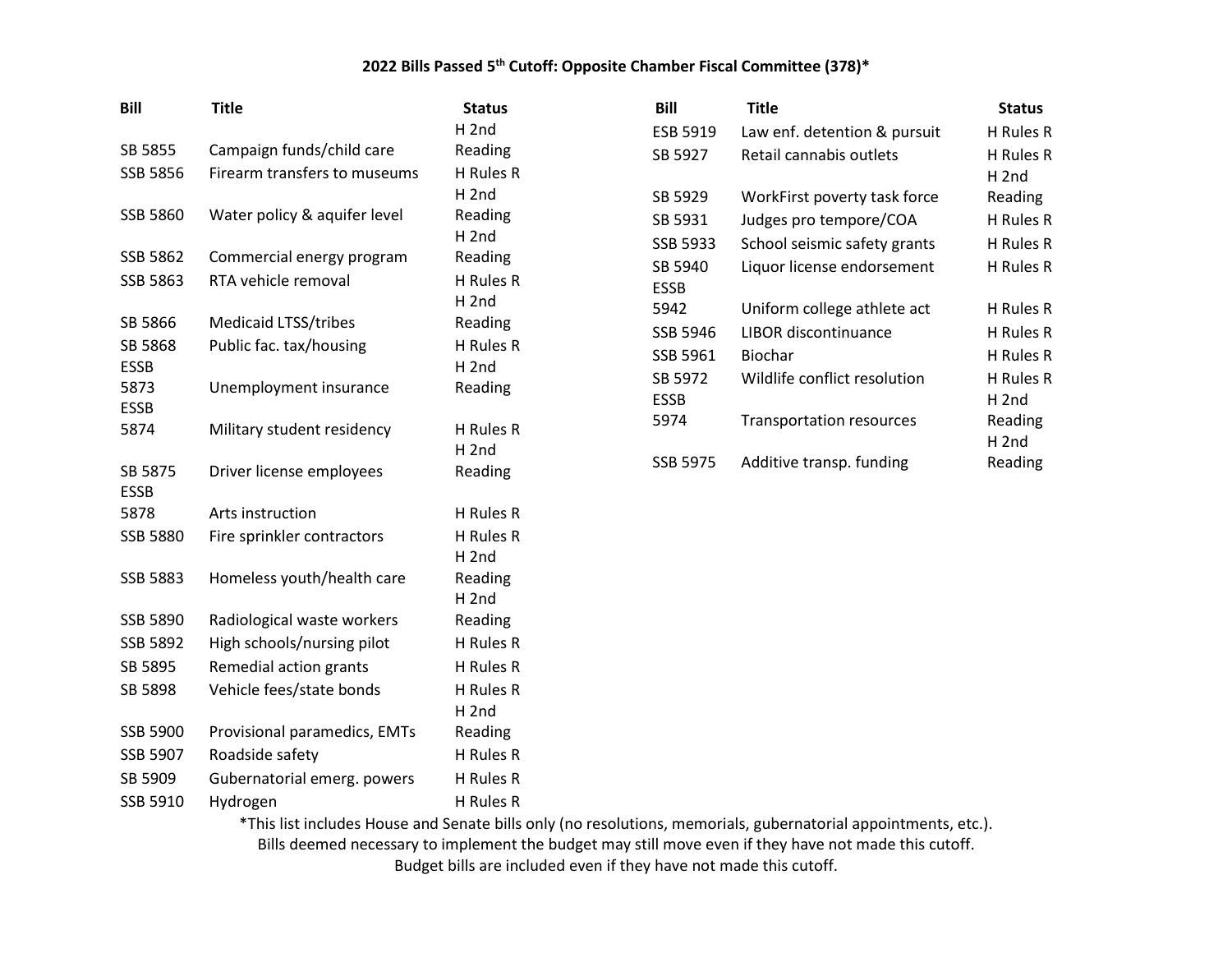### 2022 Bills Passed 5th Cutoff: Opposite Chamber Fiscal Committee (378)*

| Bill | Title | Status |
|---|---|---|
| SB 5855 | Campaign funds/child care | H 2nd Reading |
| SSB 5856 | Firearm transfers to museums | H Rules R |
| SSB 5860 | Water policy & aquifer level | H 2nd Reading |
| SSB 5862 | Commercial energy program | H 2nd Reading |
| SSB 5863 | RTA vehicle removal | H Rules R |
| SB 5866 | Medicaid LTSS/tribes | H 2nd Reading |
| SB 5868 | Public fac. tax/housing | H Rules R |
| ESSB 5873 | Unemployment insurance | H 2nd Reading |
| ESSB 5874 | Military student residency | H Rules R |
| SB 5875 | Driver license employees | H 2nd Reading |
| ESSB 5878 | Arts instruction | H Rules R |
| SSB 5880 | Fire sprinkler contractors | H Rules R |
| SSB 5883 | Homeless youth/health care | H 2nd Reading |
| SSB 5890 | Radiological waste workers | H 2nd Reading |
| SSB 5892 | High schools/nursing pilot | H Rules R |
| SB 5895 | Remedial action grants | H Rules R |
| SB 5898 | Vehicle fees/state bonds | H Rules R |
| SSB 5900 | Provisional paramedics, EMTs | H 2nd Reading |
| SSB 5907 | Roadside safety | H Rules R |
| SB 5909 | Gubernatorial emerg. powers | H Rules R |
| SSB 5910 | Hydrogen | H Rules R |
| ESB 5919 | Law enf. detention & pursuit | H Rules R |
| SB 5927 | Retail cannabis outlets | H Rules R |
| SB 5929 | WorkFirst poverty task force | H 2nd Reading |
| SB 5931 | Judges pro tempore/COA | H Rules R |
| SSB 5933 | School seismic safety grants | H Rules R |
| SB 5940 | Liquor license endorsement | H Rules R |
| ESSB 5942 | Uniform college athlete act | H Rules R |
| SSB 5946 | LIBOR discontinuance | H Rules R |
| SSB 5961 | Biochar | H Rules R |
| SB 5972 | Wildlife conflict resolution | H Rules R |
| ESSB 5974 | Transportation resources | H 2nd Reading |
| SSB 5975 | Additive transp. funding | H 2nd Reading |

*This list includes House and Senate bills only (no resolutions, memorials, gubernatorial appointments, etc.).
Bills deemed necessary to implement the budget may still move even if they have not made this cutoff.
Budget bills are included even if they have not made this cutoff.